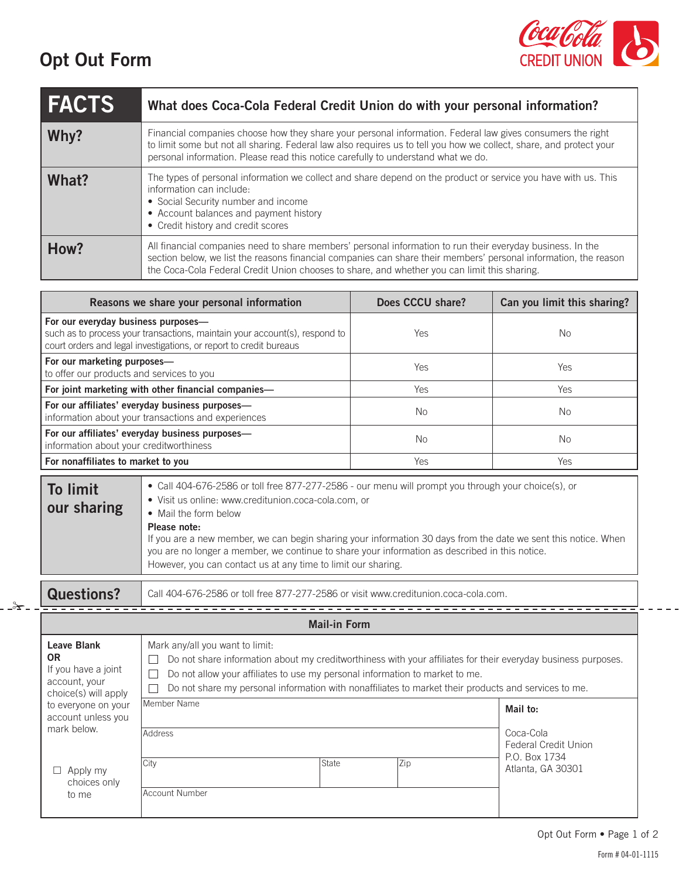# Opt Out Form

Coca-Cola CREDIT UNION

| FACTS | What does Coca-Cola Federal Credit Union do with your personal information? |
|---|---|
| **Why?** | Financial companies choose how they share your personal information. Federal law gives consumers the right to limit some but not all sharing. Federal law also requires us to tell you how we collect, share, and protect your personal information. Please read this notice carefully to understand what we do. |
| **What?** | The types of personal information we collect and share depend on the product or service you have with us. This information can include:<br>• Social Security number and income<br>• Account balances and payment history<br>• Credit history and credit scores |
| **How?** | All financial companies need to share members' personal information to run their everyday business. In the section below, we list the reasons financial companies can share their members' personal information, the reason the Coca-Cola Federal Credit Union chooses to share, and whether you can limit this sharing. |

| Reasons we share your personal information | Does CCCU share? | Can you limit this sharing? |
|---|---|---|
| **For our everyday business purposes—** such as to process your transactions, maintain your account(s), respond to court orders and legal investigations, or report to credit bureaus | Yes | No |
| **For our marketing purposes—** to offer our products and services to you | Yes | Yes |
| **For joint marketing with other financial companies—** | Yes | Yes |
| **For our affiliates' everyday business purposes—** information about your transactions and experiences | No | No |
| **For our affiliates' everyday business purposes—** information about your creditworthiness | No | No |
| **For nonaffiliates to market to you** | Yes | Yes |

| To limit our sharing | |
|---|---|
| | • Call 404-676-2586 or toll free 877-277-2586 - our menu will prompt you through your choice(s), or<br>• Visit us online: www.creditunion.coca-cola.com, or<br>• Mail the form below<br>**Please note:**<br>If you are a new member, we can begin sharing your information 30 days from the date we sent this notice. When you are no longer a member, we continue to share your information as described in this notice.<br>However, you can contact us at any time to limit our sharing. |

| Questions? | Call 404-676-2586 or toll free 877-277-2586 or visit www.creditunion.coca-cola.com. |
|---|---|

## Mail-in Form

**Leave Blank**
**OR**
If you have a joint account, your choice(s) will apply to everyone on your account unless you mark below.

☐ Apply my choices only to me

Mark any/all you want to limit:

☐ Do not share information about my creditworthiness with your affiliates for their everyday business purposes.
☐ Do not allow your affiliates to use my personal information to market to me.
☐ Do not share my personal information with nonaffiliates to market their products and services to me.

| Member Name | | |
|---|---|---|
| Address | | |
| City | State | Zip |
| Account Number | | |

**Mail to:**

Coca-Cola
Federal Credit Union
P.O. Box 1734
Atlanta, GA 30301

Form # 04-01-1115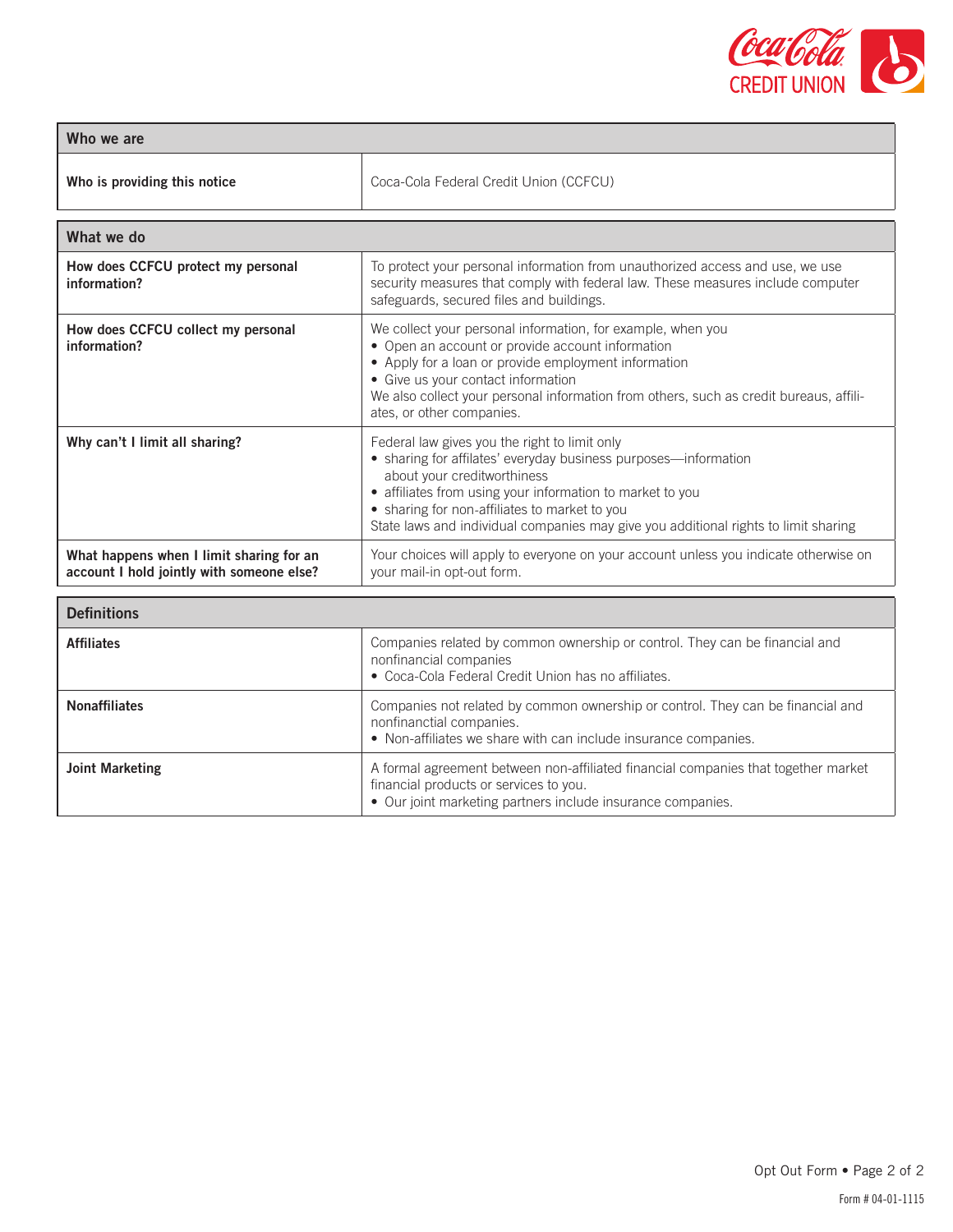| Who we are | |
|---|---|
| **Who is providing this notice** | Coca-Cola Federal Credit Union (CCFCU) |

| What we do | |
|---|---|
| **How does CCFCU protect my personal information?** | To protect your personal information from unauthorized access and use, we use security measures that comply with federal law. These measures include computer safeguards, secured files and buildings. |
| **How does CCFCU collect my personal information?** | We collect your personal information, for example, when you<br>• Open an account or provide account information<br>• Apply for a loan or provide employment information<br>• Give us your contact information<br>We also collect your personal information from others, such as credit bureaus, affiliates, or other companies. |
| **Why can't I limit all sharing?** | Federal law gives you the right to limit only<br>• sharing for affiliates' everyday business purposes—information about your creditworthiness<br>• affiliates from using your information to market to you<br>• sharing for non-affiliates to market to you<br>State laws and individual companies may give you additional rights to limit sharing |
| **What happens when I limit sharing for an account I hold jointly with someone else?** | Your choices will apply to everyone on your account unless you indicate otherwise on your mail-in opt-out form. |

| Definitions | |
|---|---|
| **Affiliates** | Companies related by common ownership or control. They can be financial and nonfinancial companies<br>• Coca-Cola Federal Credit Union has no affiliates. |
| **Nonaffiliates** | Companies not related by common ownership or control. They can be financial and nonfinanctial companies.<br>• Non-affiliates we share with can include insurance companies. |
| **Joint Marketing** | A formal agreement between non-affiliated financial companies that together market financial products or services to you.<br>• Our joint marketing partners include insurance companies. |

Form # 04-01-1115